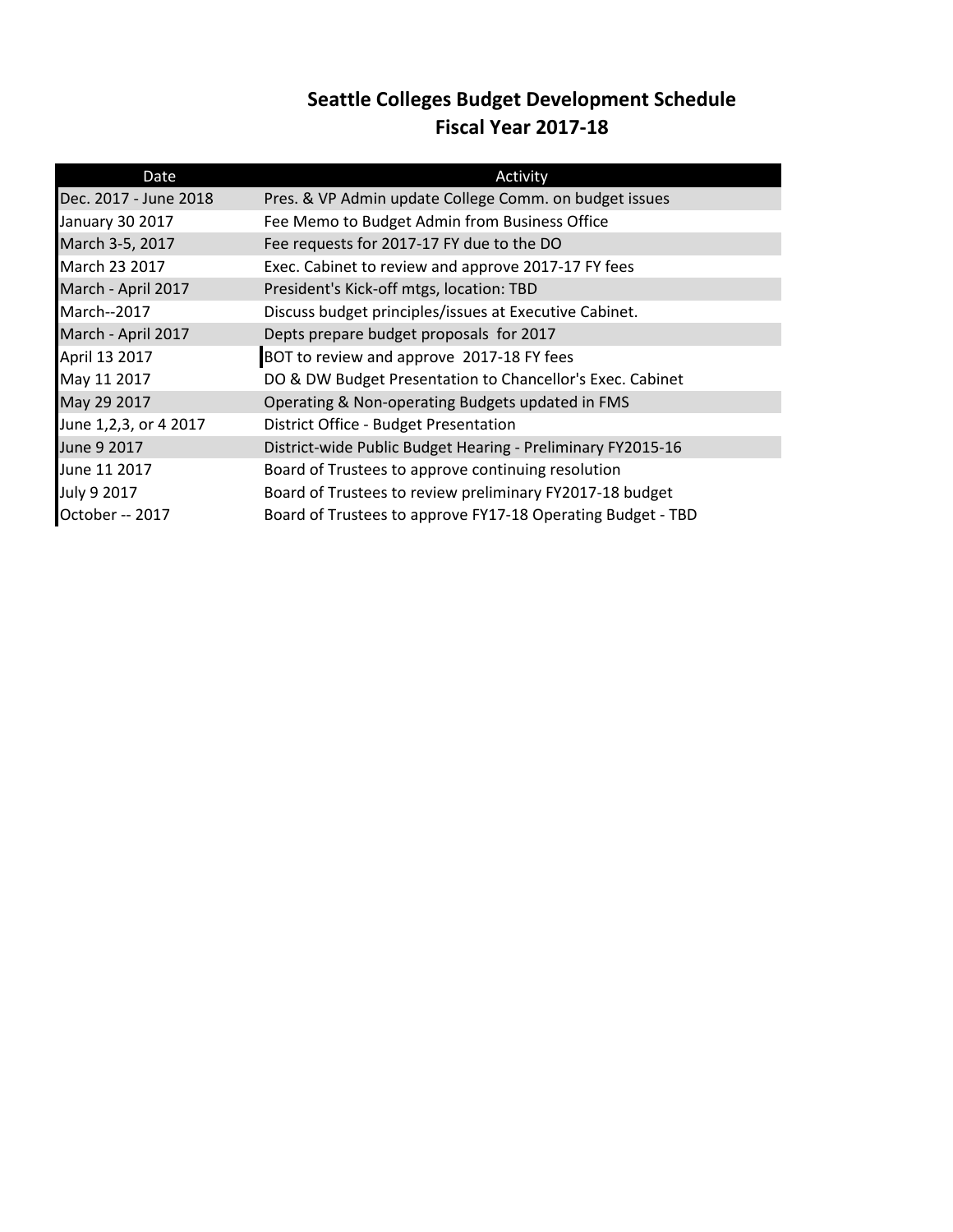# Seattle Colleges Budget Development Schedule
## Fiscal Year 2017-18

| Date | Activity |
|---|---|
| Dec. 2017 - June 2018 | Pres. & VP Admin update College Comm. on budget issues |
| January 30 2017 | Fee Memo to Budget Admin from Business Office |
| March 3-5, 2017 | Fee requests for 2017-17 FY due to the DO |
| March 23 2017 | Exec. Cabinet to review and approve 2017-17 FY fees |
| March - April 2017 | President's Kick-off mtgs, location: TBD |
| March--2017 | Discuss budget principles/issues at Executive Cabinet. |
| March - April 2017 | Depts prepare budget proposals for 2017 |
| April 13 2017 | BOT to review and approve 2017-18 FY fees |
| May 11 2017 | DO & DW Budget Presentation to Chancellor's Exec. Cabinet |
| May 29 2017 | Operating & Non-operating Budgets updated in FMS |
| June 1,2,3, or 4 2017 | District Office - Budget Presentation |
| June 9 2017 | District-wide Public Budget Hearing - Preliminary FY2015-16 |
| June 11 2017 | Board of Trustees to approve continuing resolution |
| July 9 2017 | Board of Trustees to review preliminary FY2017-18 budget |
| October -- 2017 | Board of Trustees to approve FY17-18 Operating Budget - TBD |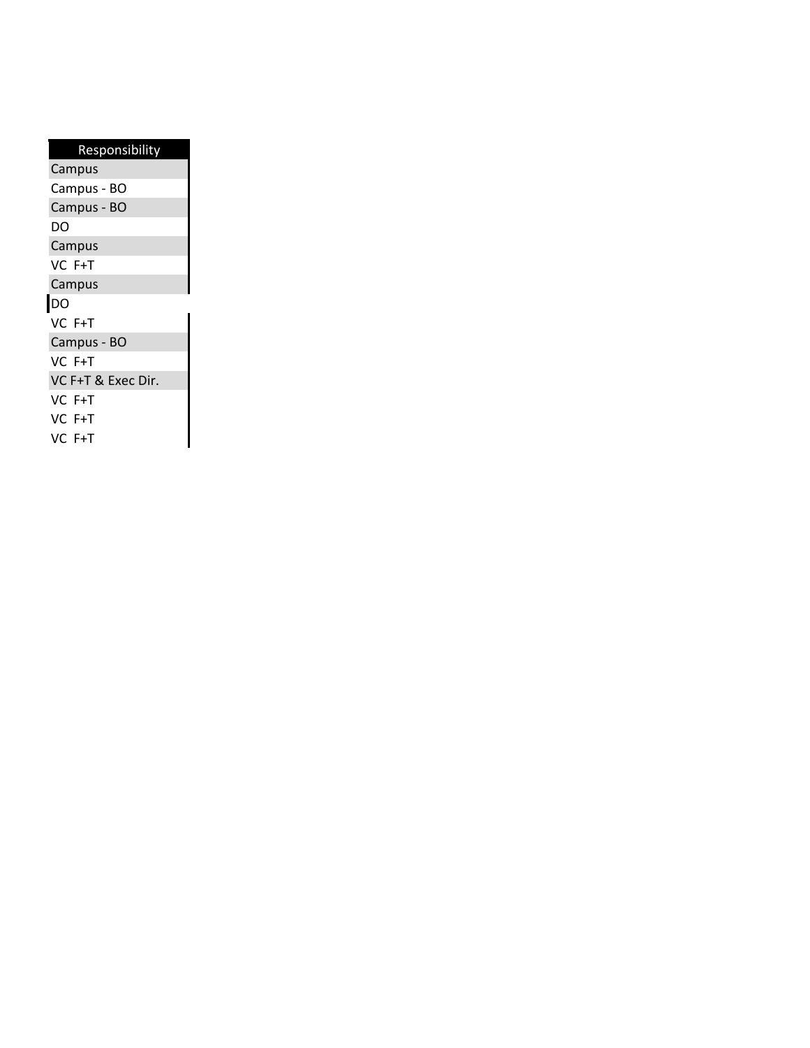| Responsibility |
| --- |
| Campus |
| Campus - BO |
| Campus - BO |
| DO |
| Campus |
| VC F+T |
| Campus |
| DO |
| VC F+T |
| Campus - BO |
| VC F+T |
| VC F+T & Exec Dir. |
| VC F+T |
| VC F+T |
| VC F+T |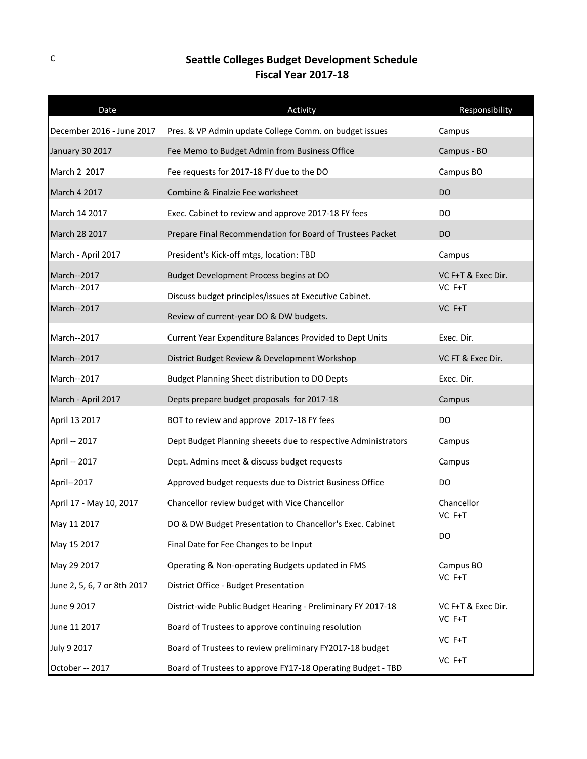C

# Seattle Colleges Budget Development Schedule
## Fiscal Year 2017-18

| Date | Activity | Responsibility |
|---|---|---|
| December 2016 - June 2017 | Pres. & VP Admin update College Comm. on budget issues | Campus |
| January 30 2017 | Fee Memo to Budget Admin from Business Office | Campus - BO |
| March 2 2017 | Fee requests for 2017-18 FY due to the DO | Campus BO |
| March 4 2017 | Combine & Finalzie Fee worksheet | DO |
| March 14 2017 | Exec. Cabinet to review and approve 2017-18 FY fees | DO |
| March 28 2017 | Prepare Final Recommendation for Board of Trustees Packet | DO |
| March - April 2017 | President's Kick-off mtgs, location: TBD | Campus |
| March--2017 | Budget Development Process begins at DO | VC F+T & Exec Dir. |
| March--2017 | Discuss budget principles/issues at Executive Cabinet. | VC F+T |
| March--2017 | Review of current-year DO & DW budgets. | VC F+T |
| March--2017 | Current Year Expenditure Balances Provided to Dept Units | Exec. Dir. |
| March--2017 | District Budget Review & Development Workshop | VC FT & Exec Dir. |
| March--2017 | Budget Planning Sheet distribution to DO Depts | Exec. Dir. |
| March - April 2017 | Depts prepare budget proposals for 2017-18 | Campus |
| April 13 2017 | BOT to review and approve 2017-18 FY fees | DO |
| April -- 2017 | Dept Budget Planning sheeets due to respective Administrators | Campus |
| April -- 2017 | Dept. Admins meet & discuss budget requests | Campus |
| April--2017 | Approved budget requests due to District Business Office | DO |
| April 17 - May 10, 2017 | Chancellor review budget with Vice Chancellor | Chancellor |
| May 11 2017 | DO & DW Budget Presentation to Chancellor's Exec. Cabinet | VC F+T |
| May 15 2017 | Final Date for Fee Changes to be Input | DO |
| May 29 2017 | Operating & Non-operating Budgets updated in FMS | Campus BO |
| June 2, 5, 6, 7 or 8th 2017 | District Office - Budget Presentation | VC F+T |
| June 9 2017 | District-wide Public Budget Hearing - Preliminary FY 2017-18 | VC F+T & Exec Dir. |
| June 11 2017 | Board of Trustees to approve continuing resolution | VC F+T |
| July 9 2017 | Board of Trustees to review preliminary FY2017-18 budget | VC F+T |
| October -- 2017 | Board of Trustees to approve FY17-18 Operating Budget - TBD | VC F+T |